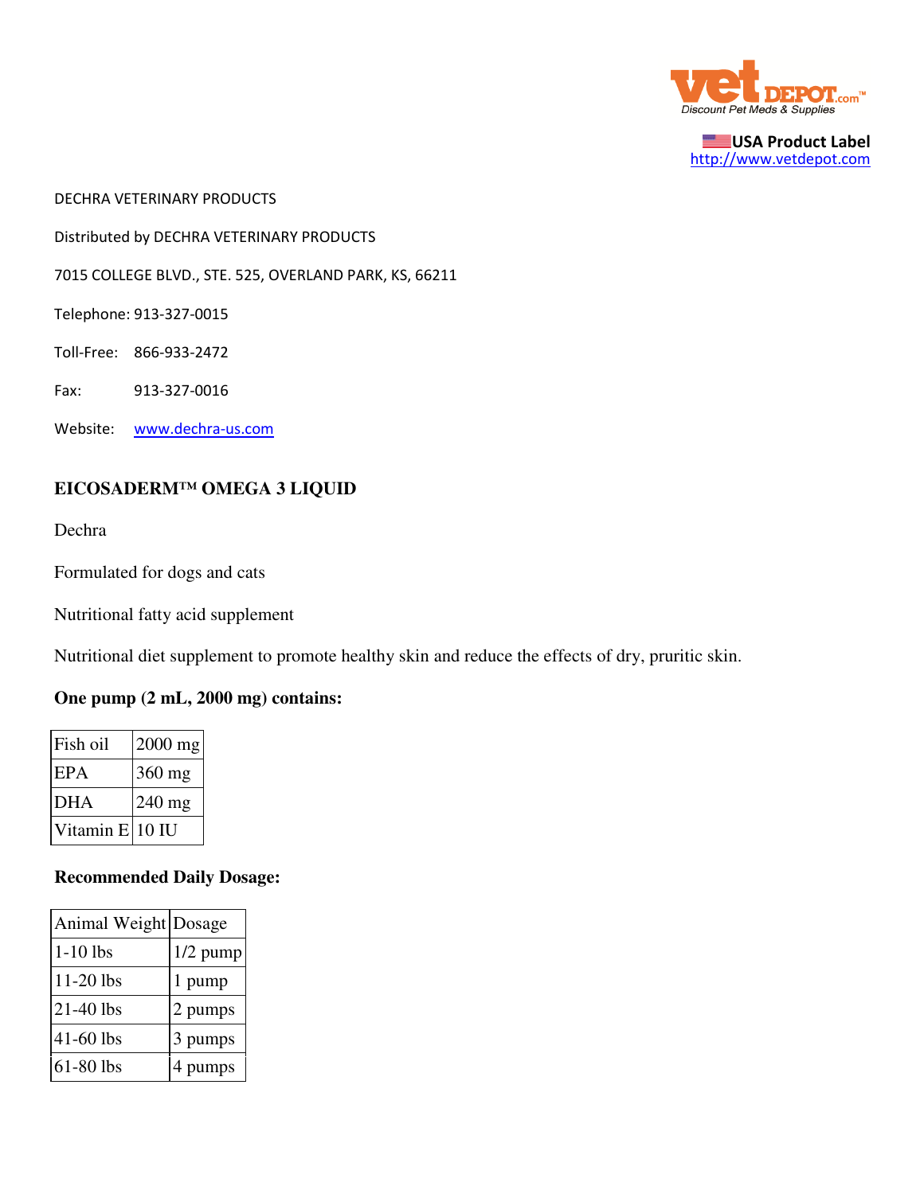USA Product Label
http://www.vetdepot.com

DECHRA VETERINARY PRODUCTS

Distributed by DECHRA VETERINARY PRODUCTS

7015 COLLEGE BLVD., STE. 525, OVERLAND PARK, KS, 66211

Telephone: 913-327-0015

Toll-Free: 866-933-2472

Fax: 913-327-0016

Website: www.dechra-us.com

## EICOSADERM™ OMEGA 3 LIQUID

Dechra

Formulated for dogs and cats

Nutritional fatty acid supplement

Nutritional diet supplement to promote healthy skin and reduce the effects of dry, pruritic skin.

### One pump (2 mL, 2000 mg) contains:

| Fish oil | 2000 mg |
| --- | --- |
| EPA | 360 mg |
| DHA | 240 mg |
| Vitamin E | 10 IU |

### Recommended Daily Dosage:

| Animal Weight | Dosage |
| --- | --- |
| 1-10 lbs | 1/2 pump |
| 11-20 lbs | 1 pump |
| 21-40 lbs | 2 pumps |
| 41-60 lbs | 3 pumps |
| 61-80 lbs | 4 pumps |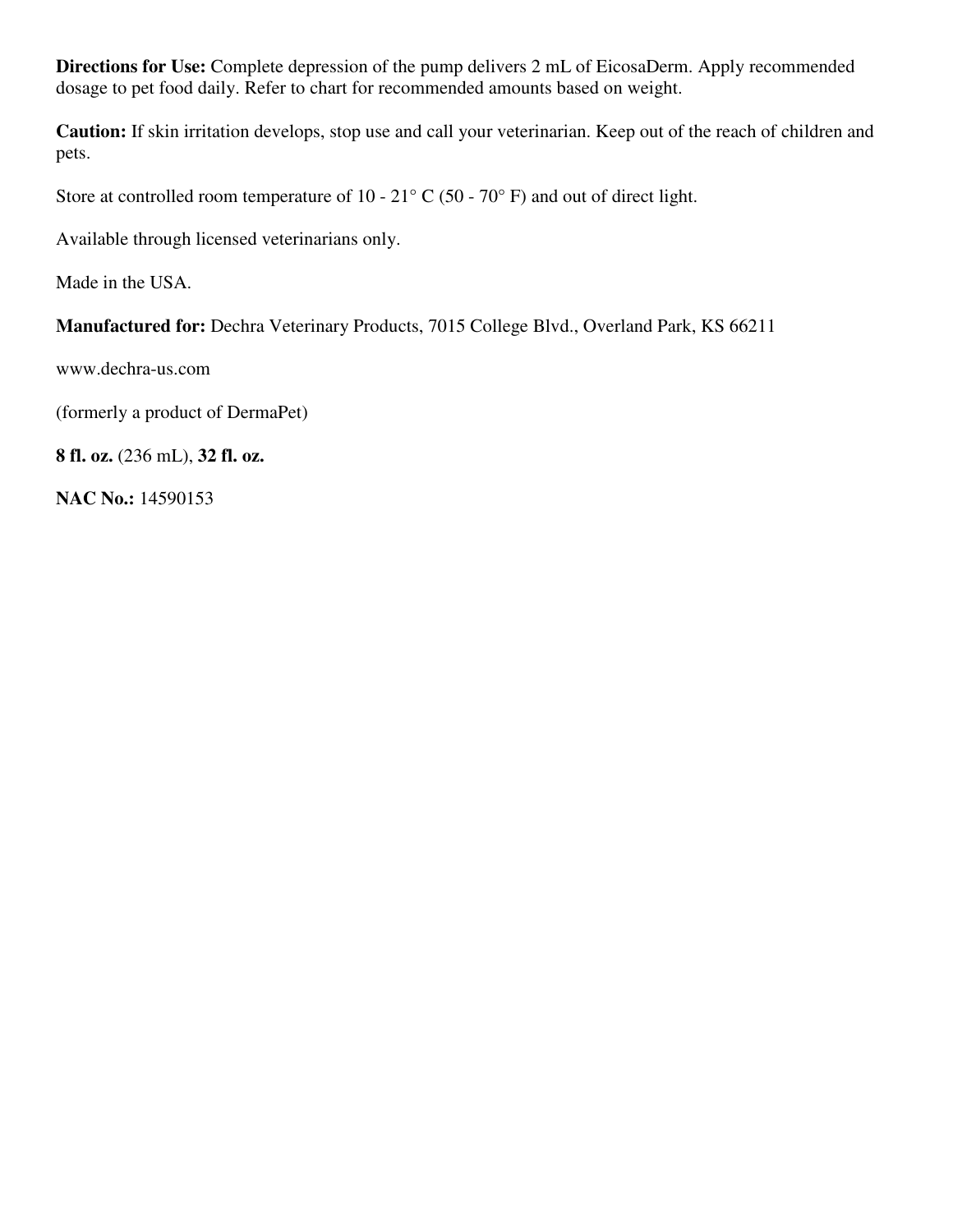**Directions for Use:** Complete depression of the pump delivers 2 mL of EicosaDerm. Apply recommended dosage to pet food daily. Refer to chart for recommended amounts based on weight.

**Caution:** If skin irritation develops, stop use and call your veterinarian. Keep out of the reach of children and pets.

Store at controlled room temperature of 10 - 21° C (50 - 70° F) and out of direct light.

Available through licensed veterinarians only.

Made in the USA.

**Manufactured for:** Dechra Veterinary Products, 7015 College Blvd., Overland Park, KS 66211

www.dechra-us.com

(formerly a product of DermaPet)

**8 fl. oz.** (236 mL), **32 fl. oz.**

**NAC No.:** 14590153